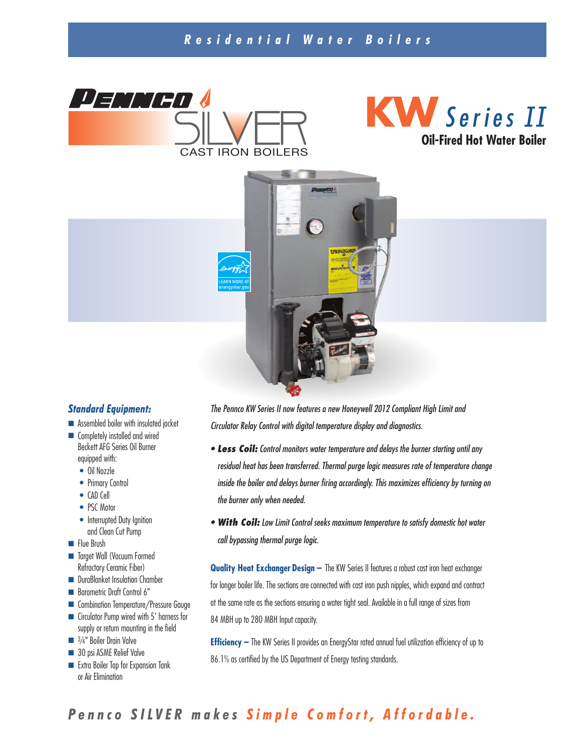# Residential Water Boilers

**PENNCO SILVER** CAST IRON BOILERS

# KW Series II

## Oil-Fired Hot Water Boiler

### Standard Equipment:

- Assembled boiler with insulated jacket
- Completely installed and wired Beckett AFG Series Oil Burner equipped with:
  - Oil Nozzle
  - Primary Control
  - CAD Cell
  - PSC Motor
  - Interrupted Duty Ignition and Clean Cut Pump
- Flue Brush
- Target Wall (Vacuum Formed Refractory Ceramic Fiber)
- DuraBlanket Insulation Chamber
- Barometric Draft Control 6"
- Combination Temperature/Pressure Gauge
- Circulator Pump wired with 5' harness for supply or return mounting in the field
- ¾" Boiler Drain Valve
- 30 psi ASME Relief Valve
- Extra Boiler Tap for Expansion Tank or Air Elimination

*The Pennco KW Series II now features a new Honeywell 2012 Compliant High Limit and Circulator Relay Control with digital temperature display and diagnostics.*

- ***Less Coil:*** *Control monitors water temperature and delays the burner starting until any residual heat has been transferred. Thermal purge logic measures rate of temperature change inside the boiler and delays burner firing accordingly. This maximizes efficiency by turning on the burner only when needed.*
- ***With Coil:*** *Low Limit Control seeks maximum temperature to satisfy domestic hot water call bypassing thermal purge logic.*

**Quality Heat Exchanger Design –** The KW Series II features a robust cast iron heat exchanger for longer boiler life. The sections are connected with cast iron push nipples, which expand and contract at the same rate as the sections ensuring a water tight seal. Available in a full range of sizes from 84 MBH up to 280 MBH Input capacity.

**Efficiency –** The KW Series II provides an EnergyStar rated annual fuel utilization efficiency of up to 86.1% as certified by the US Department of Energy testing standards.

*Pennco SILVER makes **Simple Comfort, Affordable.***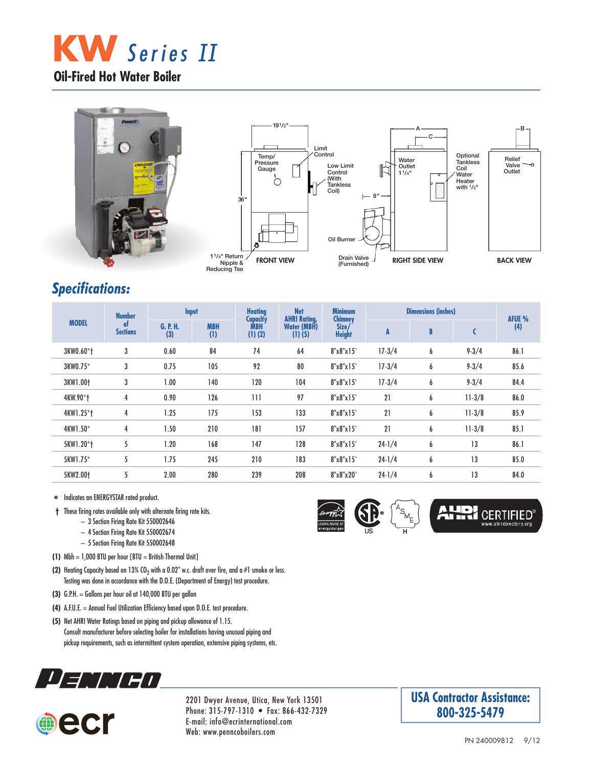# KW Series II

## Oil-Fired Hot Water Boiler

19 1/2"
Limit Control
Temp/ Pressure Gauge
Low Limit Control (With Tankless Coil)
36"
9"
Oil Burner
1 1/4" Return Nipple & Reducing Tee
FRONT VIEW
Drain Valve (Furnished)
A
C
Water Outlet 1 1/4"
Optional Tankless Coil Water Heater with 1/2"
RIGHT SIDE VIEW
B
Relief Valve Outlet
BACK VIEW

## Specifications:

| MODEL | Number of Sections | Input | | Heating Capacity MBH (1) (2) | Net AHRI Rating, Water (MBH) (1) (5) | Minimum Chimney Size/ Height | Dimensions (inches) | | | AFUE % (4) |
|---|---|---|---|---|---|---|---|---|---|---|
| | | G. P. H. (3) | MBH (1) | | | | A | B | C | |
| 3KW0.60*† | 3 | 0.60 | 84 | 74 | 64 | 8"x8"x15' | 17-3/4 | 6 | 9-3/4 | 86.1 |
| 3KW0.75* | 3 | 0.75 | 105 | 92 | 80 | 8"x8"x15' | 17-3/4 | 6 | 9-3/4 | 85.6 |
| 3KW1.00† | 3 | 1.00 | 140 | 120 | 104 | 8"x8"x15' | 17-3/4 | 6 | 9-3/4 | 84.4 |
| 4KW.90*† | 4 | 0.90 | 126 | 111 | 97 | 8"x8"x15' | 21 | 6 | 11-3/8 | 86.0 |
| 4KW1.25*† | 4 | 1.25 | 175 | 153 | 133 | 8"x8"x15' | 21 | 6 | 11-3/8 | 85.9 |
| 4KW1.50* | 4 | 1.50 | 210 | 181 | 157 | 8"x8"x15' | 21 | 6 | 11-3/8 | 85.1 |
| 5KW1.20*† | 5 | 1.20 | 168 | 147 | 128 | 8"x8"x15' | 24-1/4 | 6 | 13 | 86.1 |
| 5KW1.75* | 5 | 1.75 | 245 | 210 | 183 | 8"x8"x15' | 24-1/4 | 6 | 13 | 85.0 |
| 5KW2.00† | 5 | 2.00 | 280 | 239 | 208 | 8"x8"x20' | 24-1/4 | 6 | 13 | 84.0 |

\* Indicates an ENERGYSTAR rated product.

† These firing rates available only with alternate firing rate kits.
- 3 Section Firing Rate Kit 550002646
- 4 Section Firing Rate Kit 550002674
- 5 Section Firing Rate Kit 550002648

**(1)** Mbh = 1,000 BTU per hour [BTU = British Thermal Unit]

**(2)** Heating Capacity based on 13% $CO_2$ with a 0.02" w.c. draft over fire, and a #1 smoke or less. Testing was done in accordance with the D.O.E. (Department of Energy) test procedure.

**(3)** G.P.H. = Gallons per hour oil at 140,000 BTU per gallon

**(4)** A.F.U.E. = Annual Fuel Utilization Efficiency based upon D.O.E. test procedure.

**(5)** Net AHRI Water Ratings based on piping and pickup allowance of 1.15. Consult manufacturer before selecting boiler for installations having unusual piping and pickup requirements, such as intermittent system operation, extensive piping systems, etc.

LEARN MORE AT energystar.gov
US
H
AHRI CERTIFIED® www.ahridirectory.org

PENNCO

ecr

2201 Dwyer Avenue, Utica, New York 13501
Phone: 315-797-1310 • Fax: 866-432-7329
E-mail: info@ecrinternational.com
Web: www.penncoboilers.com

**USA Contractor Assistance: 800-325-5479**

PN 240009812 9/12